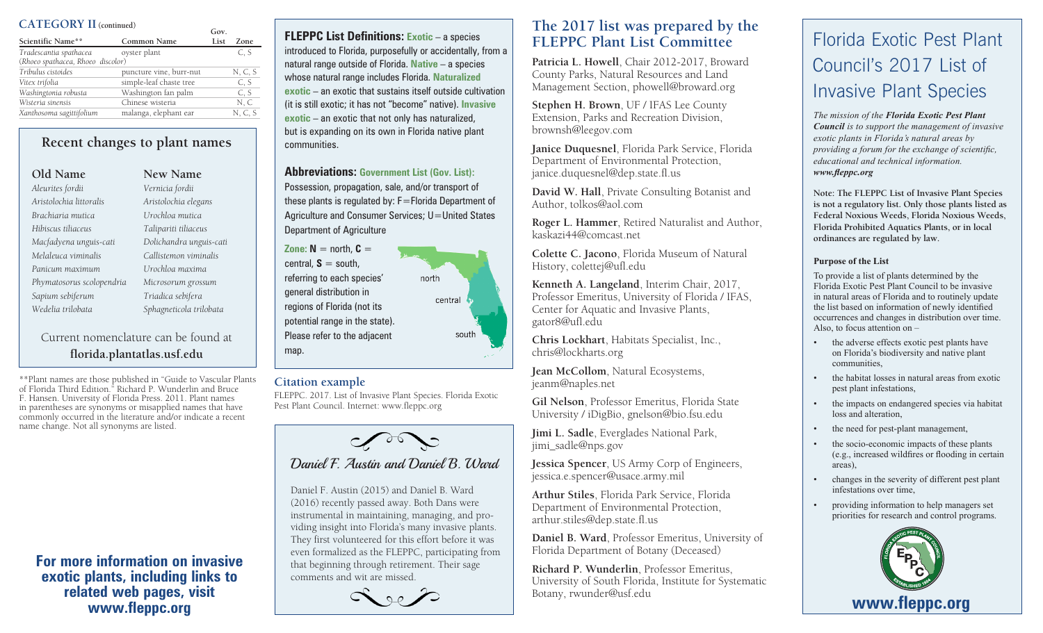## CATEGORY II (continued)

| Scientific Name** | Common Name | Gov. List | Zone |
|---|---|---|---|
| *Tradescantia spathacea* (*Rhoeo spathacea, Rhoeo discolor*) | oyster plant | | C, S |
| *Tribulus cistoides* | puncture vine, burr-nut | | N, C, S |
| *Vitex trifolia* | simple-leaf chaste tree | | C, S |
| *Washingtonia robusta* | Washington fan palm | | C, S |
| *Wisteria sinensis* | Chinese wisteria | | N, C |
| *Xanthosoma sagittifolium* | malanga, elephant ear | | N, C, S |

### Recent changes to plant names

| Old Name | New Name |
|---|---|
| *Aleurites fordii* | *Vernicia fordii* |
| *Aristolochia littoralis* | *Aristolochia elegans* |
| *Brachiaria mutica* | *Urochloa mutica* |
| *Hibiscus tiliaceus* | *Talipariti tiliaceus* |
| *Macfadyena unguis-cati* | *Dolichandra unguis-cati* |
| *Melaleuca viminalis* | *Callistemon viminalis* |
| *Panicum maximum* | *Urochloa maxima* |
| *Phymatosorus scolopendria* | *Microsorum grossum* |
| *Sapium sebiferum* | *Triadica sebifera* |
| *Wedelia trilobata* | *Sphagneticola trilobata* |

Current nomenclature can be found at **florida.plantatlas.usf.edu**

**Plant names are those published in "Guide to Vascular Plants of Florida Third Edition." Richard P. Wunderlin and Bruce F. Hansen. University of Florida Press. 2011. Plant names in parentheses are synonyms or misapplied names that have commonly occurred in the literature and/or indicate a recent name change. Not all synonyms are listed.

**For more information on invasive exotic plants, including links to related web pages, visit www.fleppc.org**

**FLEPPC List Definitions: Exotic** – a species introduced to Florida, purposefully or accidentally, from a natural range outside of Florida. **Native** – a species whose natural range includes Florida. **Naturalized exotic** – an exotic that sustains itself outside cultivation (it is still exotic; it has not "become" native). **Invasive exotic** – an exotic that not only has naturalized, but is expanding on its own in Florida native plant communities.

**Abbreviations: Government List (Gov. List):** Possession, propagation, sale, and/or transport of these plants is regulated by: F=Florida Department of Agriculture and Consumer Services; U=United States Department of Agriculture

**Zone: N** = north, **C** = central, **S** = south, referring to each species' general distribution in regions of Florida (not its potential range in the state). Please refer to the adjacent map.

north

central

south

### Citation example

FLEPPC. 2017. List of Invasive Plant Species. Florida Exotic Pest Plant Council. Internet: www.fleppc.org

### *Daniel F. Austin and Daniel B. Ward*

Daniel F. Austin (2015) and Daniel B. Ward (2016) recently passed away. Both Dans were instrumental in maintaining, managing, and providing insight into Florida's many invasive plants. They first volunteered for this effort before it was even formalized as the FLEPPC, participating from that beginning through retirement. Their sage comments and wit are missed.

## The 2017 list was prepared by the FLEPPC Plant List Committee

**Patricia L. Howell**, Chair 2012-2017, Broward County Parks, Natural Resources and Land Management Section, phowell@broward.org

**Stephen H. Brown**, UF / IFAS Lee County Extension, Parks and Recreation Division, brownsh@leegov.com

**Janice Duquesnel**, Florida Park Service, Florida Department of Environmental Protection, janice.duquesnel@dep.state.fl.us

**David W. Hall**, Private Consulting Botanist and Author, tolkos@aol.com

**Roger L. Hammer**, Retired Naturalist and Author, kaskazi44@comcast.net

**Colette C. Jacono**, Florida Museum of Natural History, colettej@ufl.edu

**Kenneth A. Langeland**, Interim Chair, 2017, Professor Emeritus, University of Florida / IFAS, Center for Aquatic and Invasive Plants, gator8@ufl.edu

**Chris Lockhart**, Habitats Specialist, Inc., chris@lockharts.org

**Jean McCollom**, Natural Ecosystems, jeanm@naples.net

**Gil Nelson**, Professor Emeritus, Florida State University / iDigBio, gnelson@bio.fsu.edu

**Jimi L. Sadle**, Everglades National Park, jimi_sadle@nps.gov

**Jessica Spencer**, US Army Corp of Engineers, jessica.e.spencer@usace.army.mil

**Arthur Stiles**, Florida Park Service, Florida Department of Environmental Protection, arthur.stiles@dep.state.fl.us

**Daniel B. Ward**, Professor Emeritus, University of Florida Department of Botany (Deceased)

**Richard P. Wunderlin**, Professor Emeritus, University of South Florida, Institute for Systematic Botany, rwunder@usf.edu

# Florida Exotic Pest Plant Council's 2017 List of Invasive Plant Species

*The mission of the **Florida Exotic Pest Plant Council** is to support the management of invasive exotic plants in Florida's natural areas by providing a forum for the exchange of scientific, educational and technical information. **www.fleppc.org***

**Note: The FLEPPC List of Invasive Plant Species is not a regulatory list. Only those plants listed as Federal Noxious Weeds, Florida Noxious Weeds, Florida Prohibited Aquatics Plants, or in local ordinances are regulated by law.**

### Purpose of the List

To provide a list of plants determined by the Florida Exotic Pest Plant Council to be invasive in natural areas of Florida and to routinely update the list based on information of newly identified occurrences and changes in distribution over time. Also, to focus attention on –

- the adverse effects exotic pest plants have on Florida's biodiversity and native plant communities,
- the habitat losses in natural areas from exotic pest plant infestations,
- the impacts on endangered species via habitat loss and alteration,
- the need for pest-plant management,
- the socio-economic impacts of these plants (e.g., increased wildfires or flooding in certain areas),
- changes in the severity of different pest plant infestations over time,
- providing information to help managers set priorities for research and control programs.

FLORIDA EXOTIC PEST PLANT COUNCIL · EPPC · ESTABLISHED 1984

**www.fleppc.org**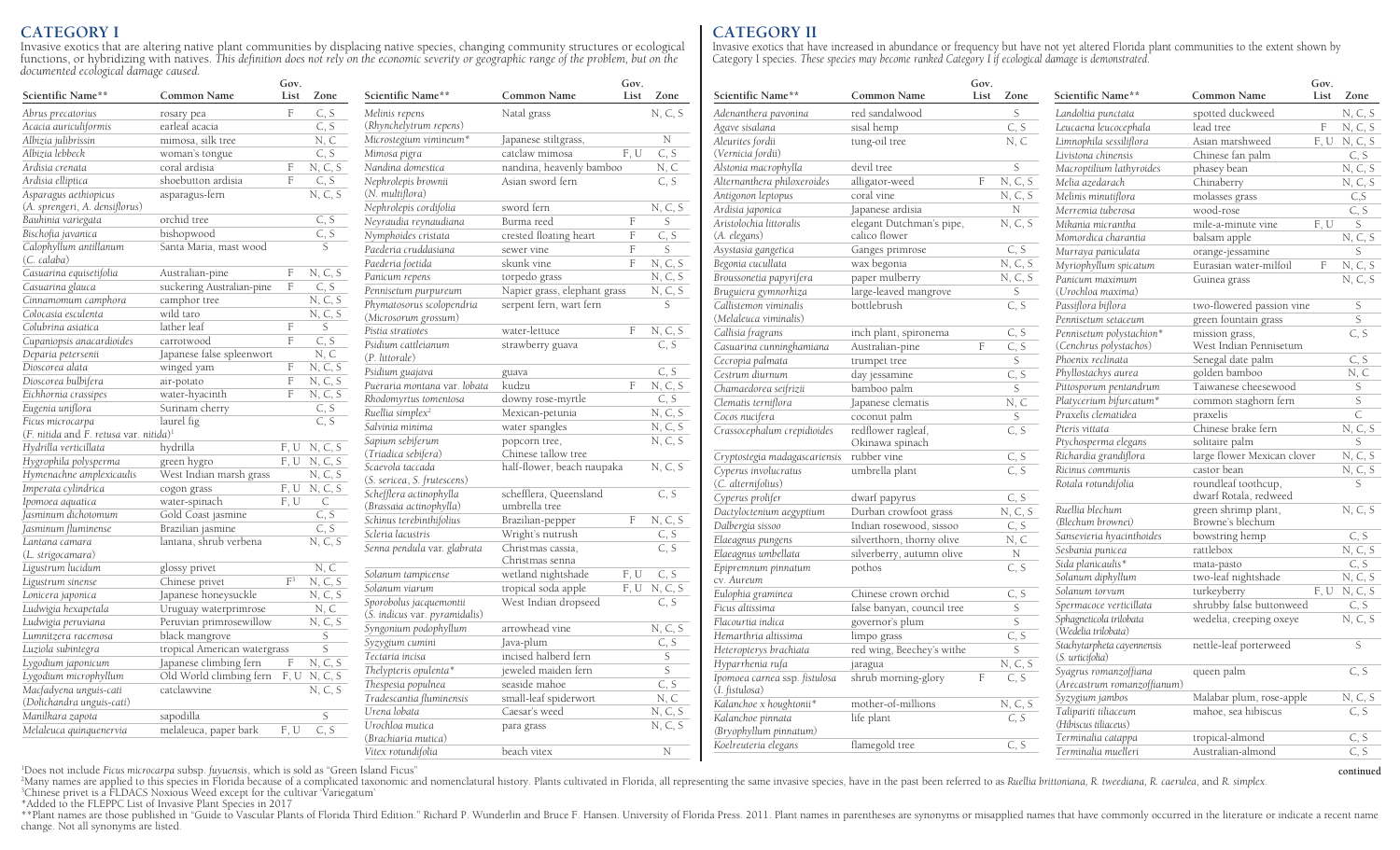## CATEGORY I

Invasive exotics that are altering native plant communities by displacing native species, changing community structures or ecological functions, or hybridizing with natives. *This definition does not rely on the economic severity or geographic range of the problem, but on the documented ecological damage caused.*

| Scientific Name** | Common Name | Gov. List | Zone |
|---|---|---|---|
| *Abrus precatorius* | rosary pea | F | C, S |
| *Acacia auriculiformis* | earleaf acacia | | C, S |
| *Albizia julibrissin* | mimosa, silk tree | | N, C |
| *Albizia lebbeck* | woman's tongue | | C, S |
| *Ardisia crenata* | coral ardisia | F | N, C, S |
| *Ardisia elliptica* | shoebutton ardisia | F | C, S |
| *Asparagus aethiopicus* (*A. sprengeri, A. densiflorus*) | asparagus-fern | | N, C, S |
| *Bauhinia variegata* | orchid tree | | C, S |
| *Bischofia javanica* | bishopwood | | C, S |
| *Calophyllum antillanum* (*C. calaba*) | Santa Maria, mast wood | | S |
| *Casuarina equisetifolia* | Australian-pine | F | N, C, S |
| *Casuarina glauca* | suckering Australian-pine | F | C, S |
| *Cinnamomum camphora* | camphor tree | | N, C, S |
| *Colocasia esculenta* | wild taro | | N, C, S |
| *Colubrina asiatica* | lather leaf | F | S |
| *Cupaniopsis anacardioides* | carrotwood | F | C, S |
| *Deparia petersenii* | Japanese false spleenwort | | N, C |
| *Dioscorea alata* | winged yam | F | N, C, S |
| *Dioscorea bulbifera* | air-potato | F | N, C, S |
| *Eichhornia crassipes* | water-hyacinth | F | N, C, S |
| *Eugenia uniflora* | Surinam cherry | | C, S |
| *Ficus microcarpa* (*F. nitida* and *F. retusa* var. *nitida*)[1] | laurel fig | | C, S |
| *Hydrilla verticillata* | hydrilla | F, U | N, C, S |
| *Hygrophila polysperma* | green hygro | F, U | N, C, S |
| *Hymenachne amplexicaulis* | West Indian marsh grass | | N, C, S |
| *Imperata cylindrica* | cogon grass | F, U | N, C, S |
| *Ipomoea aquatica* | water-spinach | F, U | C |
| *Jasminum dichotomum* | Gold Coast jasmine | | C, S |
| *Jasminum fluminense* | Brazilian jasmine | | C, S |
| *Lantana camara* (*L. strigocamara*) | lantana, shrub verbena | | N, C, S |
| *Ligustrum lucidum* | glossy privet | | N, C |
| *Ligustrum sinense* | Chinese privet | F[3] | N, C, S |
| *Lonicera japonica* | Japanese honeysuckle | | N, C, S |
| *Ludwigia hexapetala* | Uruguay waterprimrose | | N, C |
| *Ludwigia peruviana* | Peruvian primrosewillow | | N, C, S |
| *Lumnitzera racemosa* | black mangrove | | S |
| *Luziola subintegra* | tropical American watergrass | | S |
| *Lygodium japonicum* | Japanese climbing fern | F | N, C, S |
| *Lygodium microphyllum* | Old World climbing fern | F, U | N, C, S |
| *Macfadyena unguis-cati* (*Dolichandra unguis-cati*) | catclawvine | | N, C, S |
| *Manilkara zapota* | sapodilla | | S |
| *Melaleuca quinquenervia* | melaleuca, paper bark | F, U | C, S |
| *Melinis repens* (*Rhynchelytrum repens*) | Natal grass | | N, C, S |
| *Microstegium vimineum** | Japanese stiltgrass, | | N |
| *Mimosa pigra* | catclaw mimosa | F, U | C, S |
| *Nandina domestica* | nandina, heavenly bamboo | | N, C |
| *Nephrolepis brownii* (*N. multiflora*) | Asian sword fern | | C, S |
| *Nephrolepis cordifolia* | sword fern | | N, C, S |
| *Neyraudia reynaudiana* | Burma reed | F | S |
| *Nymphoides cristata* | crested floating heart | F | C, S |
| *Paederia cruddasiana* | sewer vine | F | S |
| *Paederia foetida* | skunk vine | F | N, C, S |
| *Panicum repens* | torpedo grass | | N, C, S |
| *Pennisetum purpureum* | Napier grass, elephant grass | | N, C, S |
| *Phymatosorus scolopendria* (*Microsorum grossum*) | serpent fern, wart fern | | S |
| *Pistia stratiotes* | water-lettuce | F | N, C, S |
| *Psidium cattleianum* (*P. littorale*) | strawberry guava | | C, S |
| *Psidium guajava* | guava | | C, S |
| *Pueraria montana* var. *lobata* | kudzu | F | N, C, S |
| *Rhodomyrtus tomentosa* | downy rose-myrtle | | C, S |
| *Ruellia simplex*[2] | Mexican-petunia | | N, C, S |
| *Salvinia minima* | water spangles | | N, C, S |
| *Sapium sebiferum* (*Triadica sebifera*) | popcorn tree, Chinese tallow tree | | N, C, S |
| *Scaevola taccada* (*S. sericea, S. frutescens*) | half-flower, beach naupaka | | N, C, S |
| *Schefflera actinophylla* (*Brassaia actinophylla*) | schefflera, Queensland umbrella tree | | C, S |
| *Schinus terebinthifolius* | Brazilian-pepper | F | N, C, S |
| *Scleria lacustris* | Wright's nutrush | | C, S |
| *Senna pendula* var. *glabrata* | Christmas cassia, Christmas senna | | C, S |
| *Solanum tampicense* | wetland nightshade | F, U | C, S |
| *Solanum viarum* | tropical soda apple | F, U | N, C, S |
| *Sporobolus jacquemontii* (*S. indicus* var. *pyramidalis*) | West Indian dropseed | | C, S |
| *Syngonium podophyllum* | arrowhead vine | | N, C, S |
| *Syzygium cumini* | Java-plum | | C, S |
| *Tectaria incisa* | incised halberd fern | | S |
| *Thelypteris opulenta** | jeweled maiden fern | | S |
| *Thespesia populnea* | seaside mahoe | | C, S |
| *Tradescantia fluminensis* | small-leaf spiderwort | | N, C |
| *Urena lobata* | Caesar's weed | | N, C, S |
| *Urochloa mutica* (*Brachiaria mutica*) | para grass | | N, C, S |
| *Vitex rotundifolia* | beach vitex | | N |

## CATEGORY II

Invasive exotics that have increased in abundance or frequency but have not yet altered Florida plant communities to the extent shown by Category I species. *These species may become ranked Category I if ecological damage is demonstrated.*

| Scientific Name** | Common Name | Gov. List | Zone |
|---|---|---|---|
| *Adenanthera pavonina* | red sandalwood | | S |
| *Agave sisalana* | sisal hemp | | C, S |
| *Aleurites fordii* (*Vernicia fordii*) | tung-oil tree | | N, C |
| *Alstonia macrophylla* | devil tree | | S |
| *Alternanthera philoxeroides* | alligator-weed | F | N, C, S |
| *Antigonon leptopus* | coral vine | | N, C, S |
| *Ardisia japonica* | Japanese ardisia | | N |
| *Aristolochia littoralis* (*A. elegans*) | elegant Dutchman's pipe, calico flower | | N, C, S |
| *Asystasia gangetica* | Ganges primrose | | C, S |
| *Begonia cucullata* | wax begonia | | N, C, S |
| *Broussonetia papyrifera* | paper mulberry | | N, C, S |
| *Bruguiera gymnorhiza* | large-leaved mangrove | | S |
| *Callistemon viminalis* (*Melaleuca viminalis*) | bottlebrush | | C, S |
| *Callisia fragrans* | inch plant, spironema | | C, S |
| *Casuarina cunninghamiana* | Australian-pine | F | C, S |
| *Cecropia palmata* | trumpet tree | | S |
| *Cestrum diurnum* | day jessamine | | C, S |
| *Chamaedorea seifrizii* | bamboo palm | | S |
| *Clematis terniflora* | Japanese clematis | | N, C |
| *Cocos nucifera* | coconut palm | | S |
| *Crassocephalum crepidioides* | redflower ragleaf, Okinawa spinach | | C, S |
| *Cryptostegia madagascariensis* | rubber vine | | C, S |
| *Cyperus involucratus* (*C. alternifolius*) | umbrella plant | | C, S |
| *Cyperus prolifer* | dwarf papyrus | | C, S |
| *Dactyloctenium aegyptium* | Durban crowfoot grass | | N, C, S |
| *Dalbergia sissoo* | Indian rosewood, sissoo | | C, S |
| *Elaeagnus pungens* | silverthorn, thorny olive | | N, C |
| *Elaeagnus umbellata* | silverberry, autumn olive | | N |
| *Epipremnum pinnatum* cv. *Aureum* | pothos | | C, S |
| *Eulophia graminea* | Chinese crown orchid | | C, S |
| *Ficus altissima* | false banyan, council tree | | S |
| *Flacourtia indica* | governor's plum | | S |
| *Hemarthria altissima* | limpo grass | | C, S |
| *Heteropterys brachiata* | red wing, Beechey's withe | | S |
| *Hyparrhenia rufa* | jaragua | | N, C, S |
| *Ipomoea carnea* ssp. *fistulosa* (*I. fistulosa*) | shrub morning-glory | F | C, S |
| *Kalanchoe x houghtonii** | mother-of-millions | | N, C, S |
| *Kalanchoe pinnata* (*Bryophyllum pinnatum*) | life plant | | C, S |
| *Koelreuteria elegans* | flamegold tree | | C, S |
| *Landoltia punctata* | spotted duckweed | | N, C, S |
| *Leucaena leucocephala* | lead tree | F | N, C, S |
| *Limnophila sessiliflora* | Asian marshweed | F, U | N, C, S |
| *Livistona chinensis* | Chinese fan palm | | C, S |
| *Macroptilium lathyroides* | phasey bean | | N, C, S |
| *Melia azedarach* | Chinaberry | | N, C, S |
| *Melinis minutiflora* | molasses grass | | C,S |
| *Merremia tuberosa* | wood-rose | | C, S |
| *Mikania micrantha* | mile-a-minute vine | F, U | S |
| *Momordica charantia* | balsam apple | | N, C, S |
| *Murraya paniculata* | orange-jessamine | | S |
| *Myriophyllum spicatum* | Eurasian water-milfoil | F | N, C, S |
| *Panicum maximum* (*Urochloa maxima*) | Guinea grass | | N, C, S |
| *Passiflora biflora* | two-flowered passion vine | | S |
| *Pennisetum setaceum* | green fountain grass | | S |
| *Pennisetum polystachion** (*Cenchrus polystachos*) | mission grass, West Indian Pennisetum | | C, S |
| *Phoenix reclinata* | Senegal date palm | | C, S |
| *Phyllostachys aurea* | golden bamboo | | N, C |
| *Pittosporum pentandrum* | Taiwanese cheesewood | | S |
| *Platycerium bifurcatum** | common staghorn fern | | S |
| *Praxelis clematidea* | praxelis | | C |
| *Pteris vittata* | Chinese brake fern | | N, C, S |
| *Ptychosperma elegans* | solitaire palm | | S |
| *Richardia grandiflora* | large flower Mexican clover | | N, C, S |
| *Ricinus communis* | castor bean | | N, C, S |
| *Rotala rotundifolia* | roundleaf toothcup, dwarf Rotala, redweed | | S |
| *Ruellia blechum* (*Blechum brownei*) | green shrimp plant, Browne's blechum | | N, C, S |
| *Sansevieria hyacinthoides* | bowstring hemp | | C, S |
| *Sesbania punicea* | rattlebox | | N, C, S |
| *Sida planicaulis** | mata-pasto | | C, S |
| *Solanum diphyllum* | two-leaf nightshade | | N, C, S |
| *Solanum torvum* | turkeyberry | F, U | N, C, S |
| *Spermacoce verticillata* | shrubby false buttonweed | | C, S |
| *Sphagneticola trilobata* (*Wedelia trilobata*) | wedelia, creeping oxeye | | N, C, S |
| *Stachytarpheta cayennensis* (*S. urticifolia*) | nettle-leaf porterweed | | S |
| *Syagrus romanzoffiana* (*Arecastrum romanzoffianum*) | queen palm | | C, S |
| *Syzygium jambos* | Malabar plum, rose-apple | | N, C, S |
| *Talipariti tiliaceum* (*Hibiscus tiliaceus*) | mahoe, sea hibiscus | | C, S |
| *Terminalia catappa* | tropical-almond | | C, S |
| *Terminalia muelleri* | Australian-almond | | C, S |

continued

[1]Does not include *Ficus microcarpa* subsp. *fuyuensis*, which is sold as "Green Island Ficus"

[2]Many names are applied to this species in Florida because of a complicated taxonomic and nomenclatural history. Plants cultivated in Florida, all representing the same invasive species, have in the past been referred to as *Ruellia brittoniana*, *R. tweediana*, *R. caerulea*, and *R. simplex*.

[3]Chinese privet is a FLDACS Noxious Weed except for the cultivar 'Variegatum'

*Added to the FLEPPC List of Invasive Plant Species in 2017

**Plant names are those published in "Guide to Vascular Plants of Florida Third Edition." Richard P. Wunderlin and Bruce F. Hansen. University of Florida Press. 2011. Plant names in parentheses are synonyms or misapplied names that have commonly occurred in the literature or indicate a recent name change. Not all synonyms are listed.